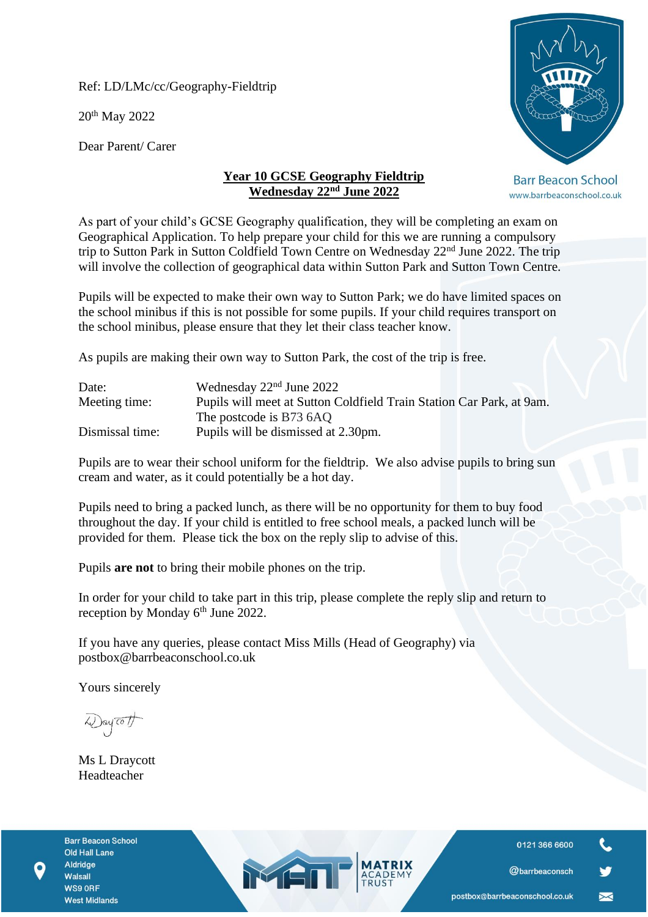Ref: LD/LMc/cc/Geography-Fieldtrip

20th May 2022

Dear Parent/ Carer

**Year 10 GCSE Geography Fieldtrip**
**Wednesday 22nd June 2022**

As part of your child's GCSE Geography qualification, they will be completing an exam on Geographical Application. To help prepare your child for this we are running a compulsory trip to Sutton Park in Sutton Coldfield Town Centre on Wednesday 22nd June 2022. The trip will involve the collection of geographical data within Sutton Park and Sutton Town Centre.

Pupils will be expected to make their own way to Sutton Park; we do have limited spaces on the school minibus if this is not possible for some pupils. If your child requires transport on the school minibus, please ensure that they let their class teacher know.

As pupils are making their own way to Sutton Park, the cost of the trip is free.

| | |
|---|---|
| Date: | Wednesday 22nd June 2022 |
| Meeting time: | Pupils will meet at Sutton Coldfield Train Station Car Park, at 9am. The postcode is B73 6AQ |
| Dismissal time: | Pupils will be dismissed at 2.30pm. |

Pupils are to wear their school uniform for the fieldtrip. We also advise pupils to bring sun cream and water, as it could potentially be a hot day.

Pupils need to bring a packed lunch, as there will be no opportunity for them to buy food throughout the day. If your child is entitled to free school meals, a packed lunch will be provided for them. Please tick the box on the reply slip to advise of this.

Pupils **are not** to bring their mobile phones on the trip.

In order for your child to take part in this trip, please complete the reply slip and return to reception by Monday 6th June 2022.

If you have any queries, please contact Miss Mills (Head of Geography) via postbox@barrbeaconschool.co.uk

Yours sincerely

Ms L Draycott
Headteacher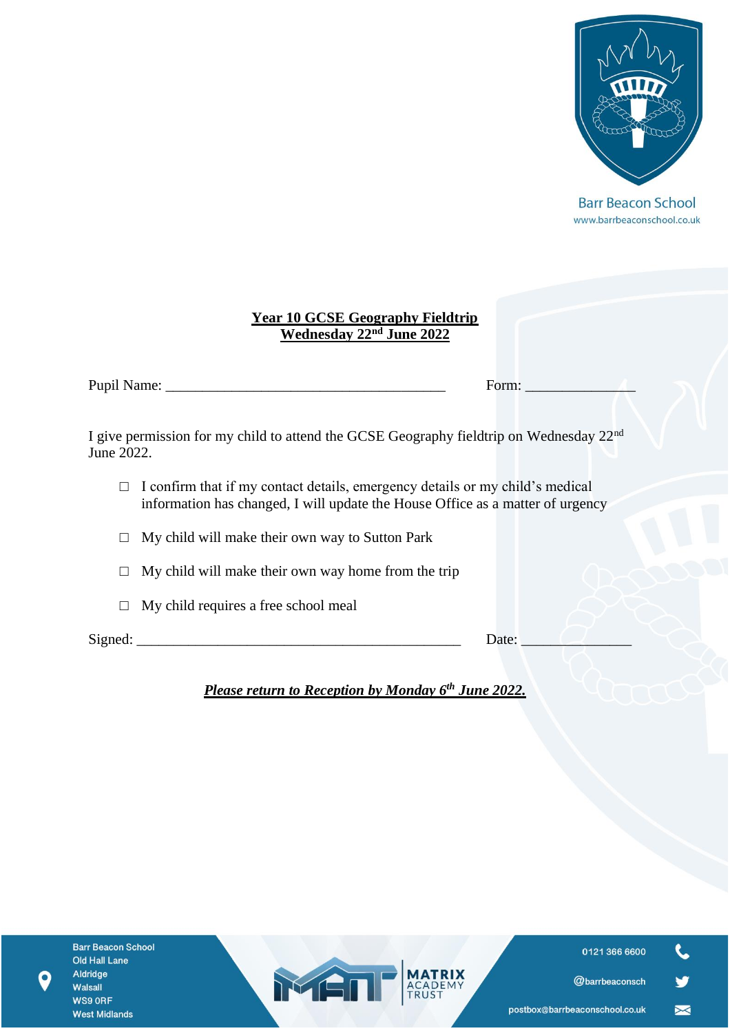Barr Beacon School
www.barrbeaconschool.co.uk

**<u>Year 10 GCSE Geography Fieldtrip</u>**
**<u>Wednesday 22nd June 2022</u>**

Pupil Name: ______________________________________ Form: ______________

I give permission for my child to attend the GCSE Geography fieldtrip on Wednesday 22nd June 2022.

- □ I confirm that if my contact details, emergency details or my child's medical information has changed, I will update the House Office as a matter of urgency
- □ My child will make their own way to Sutton Park
- □ My child will make their own way home from the trip
- □ My child requires a free school meal

Signed: ____________________________________________ Date: _______________

***<u>Please return to Reception by Monday 6th June 2022.</u>***

Barr Beacon School
Old Hall Lane
Aldridge
Walsall
WS9 0RF
West Midlands

MATRIX ACADEMY TRUST

0121 366 6600
@barrbeaconsch
postbox@barrbeaconschool.co.uk